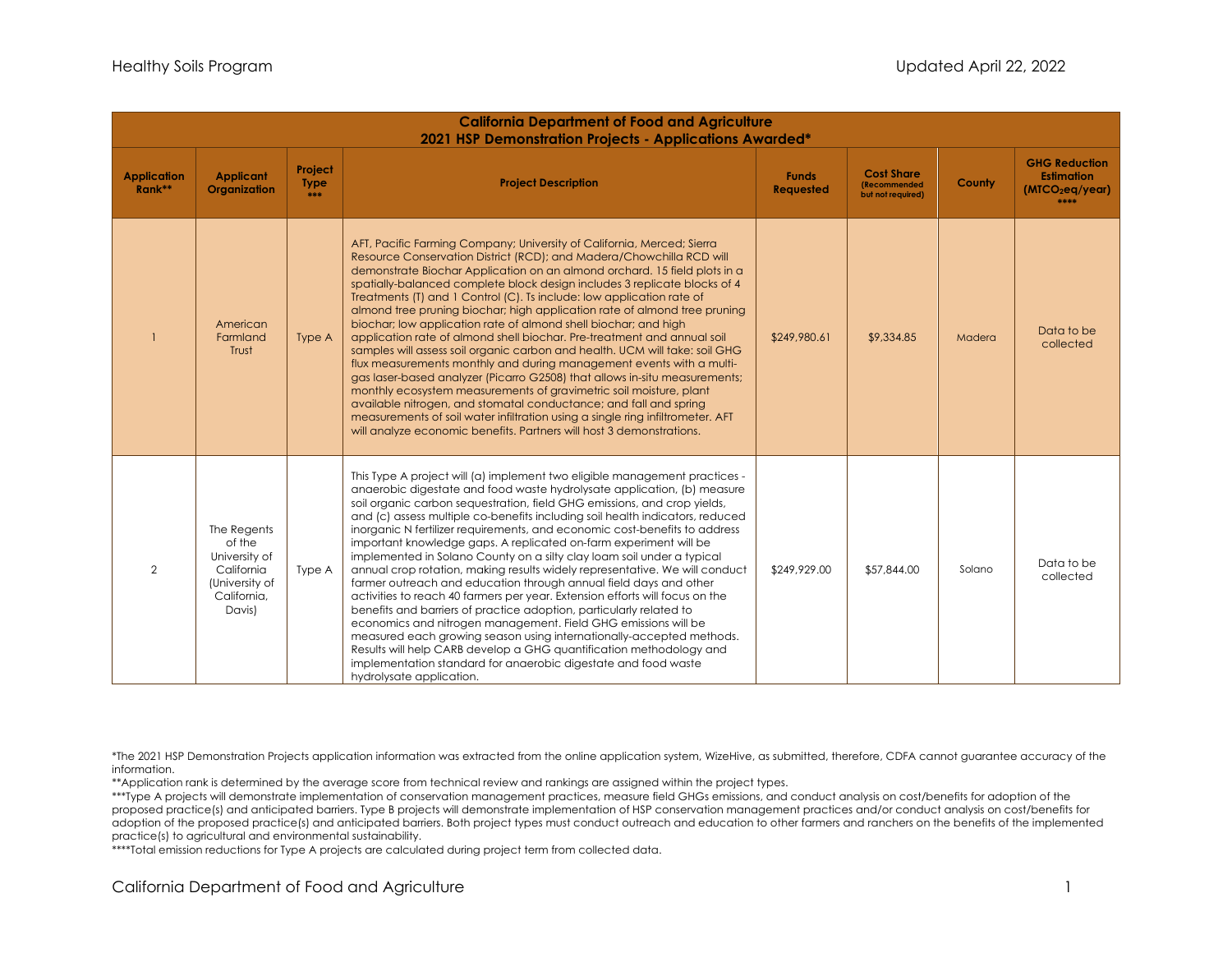| California Department of Food and Agriculture<br>2021 HSP Demonstration Projects - Applications Awarded* | | | | | | | |
|---|---|---|---|---|---|---|---|
| **Application Rank**** | **Applicant Organization** | **Project Type ***** | **Project Description** | **Funds Requested** | **Cost Share (Recommended but not required)** | **County** | **GHG Reduction Estimation ($MTCO_2eq$/year) ******* |
| 1 | American Farmland Trust | Type A | AFT, Pacific Farming Company; University of California, Merced; Sierra Resource Conservation District (RCD); and Madera/Chowchilla RCD will demonstrate Biochar Application on an almond orchard. 15 field plots in a spatially-balanced complete block design includes 3 replicate blocks of 4 Treatments (T) and 1 Control (C). Ts include: low application rate of almond tree pruning biochar; high application rate of almond tree pruning biochar; low application rate of almond shell biochar; and high application rate of almond shell biochar. Pre-treatment and annual soil samples will assess soil organic carbon and health. UCM will take: soil GHG flux measurements monthly and during management events with a multi-gas laser-based analyzer (Picarro G2508) that allows in-situ measurements; monthly ecosystem measurements of gravimetric soil moisture, plant available nitrogen, and stomatal conductance; and fall and spring measurements of soil water infiltration using a single ring infiltrometer. AFT will analyze economic benefits. Partners will host 3 demonstrations. | $249,980.61 | $9,334.85 | Madera | Data to be collected |
| 2 | The Regents of the University of California (University of California, Davis) | Type A | This Type A project will (a) implement two eligible management practices - anaerobic digestate and food waste hydrolysate application, (b) measure soil organic carbon sequestration, field GHG emissions, and crop yields, and (c) assess multiple co-benefits including soil health indicators, reduced inorganic N fertilizer requirements, and economic cost-benefits to address important knowledge gaps. A replicated on-farm experiment will be implemented in Solano County on a silty clay loam soil under a typical annual crop rotation, making results widely representative. We will conduct farmer outreach and education through annual field days and other activities to reach 40 farmers per year. Extension efforts will focus on the benefits and barriers of practice adoption, particularly related to economics and nitrogen management. Field GHG emissions will be measured each growing season using internationally-accepted methods. Results will help CARB develop a GHG quantification methodology and implementation standard for anaerobic digestate and food waste hydrolysate application. | $249,929.00 | $57,844.00 | Solano | Data to be collected |

*The 2021 HSP Demonstration Projects application information was extracted from the online application system, WizeHive, as submitted, therefore, CDFA cannot guarantee accuracy of the information.

**Application rank is determined by the average score from technical review and rankings are assigned within the project types.

***Type A projects will demonstrate implementation of conservation management practices, measure field GHGs emissions, and conduct analysis on cost/benefits for adoption of the proposed practice(s) and anticipated barriers. Type B projects will demonstrate implementation of HSP conservation management practices and/or conduct analysis on cost/benefits for adoption of the proposed practice(s) and anticipated barriers. Both project types must conduct outreach and education to other farmers and ranchers on the benefits of the implemented practice(s) to agricultural and environmental sustainability.

****Total emission reductions for Type A projects are calculated during project term from collected data.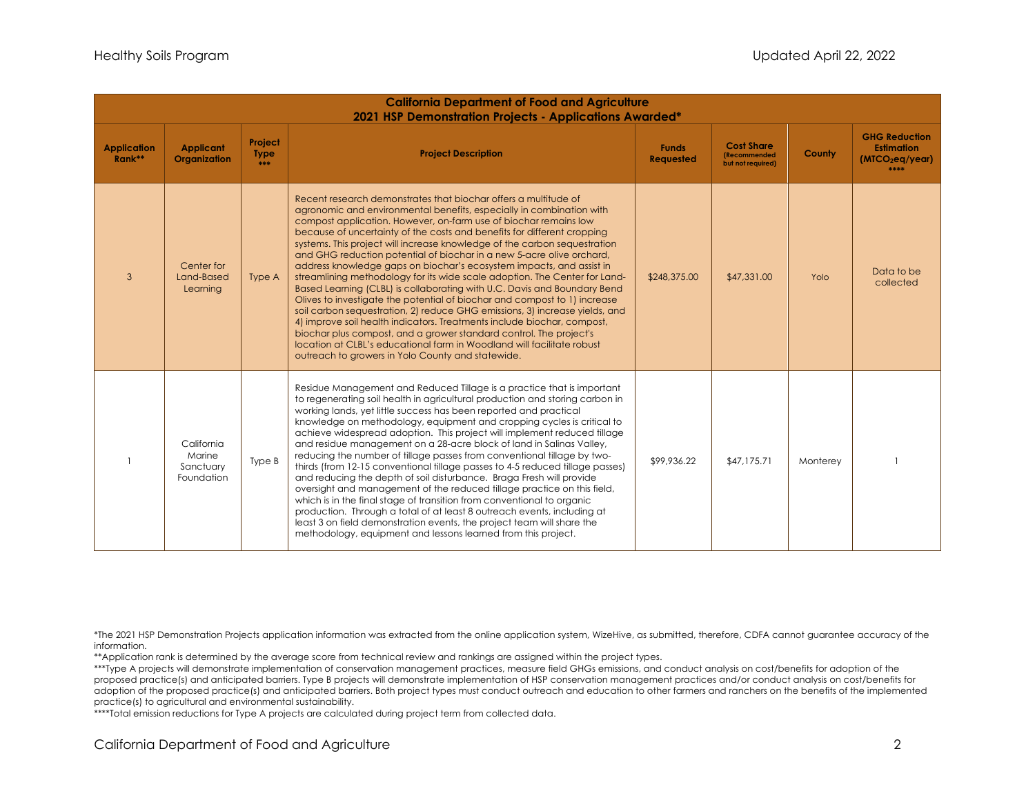| California Department of Food and Agriculture 2021 HSP Demonstration Projects - Applications Awarded* | | | | | | | |
|---|---|---|---|---|---|---|---|
| **Application Rank**** | **Applicant Organization** | **Project Type** *** | **Project Description** | **Funds Requested** | **Cost Share (Recommended but not required)** | **County** | **GHG Reduction Estimation ($MTCO_2eq$/year)** **** |
| 3 | Center for Land-Based Learning | Type A | Recent research demonstrates that biochar offers a multitude of agronomic and environmental benefits, especially in combination with compost application. However, on-farm use of biochar remains low because of uncertainty of the costs and benefits for different cropping systems. This project will increase knowledge of the carbon sequestration and GHG reduction potential of biochar in a new 5-acre olive orchard, address knowledge gaps on biochar's ecosystem impacts, and assist in streamlining methodology for its wide scale adoption. The Center for Land-Based Learning (CLBL) is collaborating with U.C. Davis and Boundary Bend Olives to investigate the potential of biochar and compost to 1) increase soil carbon sequestration, 2) reduce GHG emissions, 3) increase yields, and 4) improve soil health indicators. Treatments include biochar, compost, biochar plus compost, and a grower standard control. The project's location at CLBL's educational farm in Woodland will facilitate robust outreach to growers in Yolo County and statewide. | $248,375.00 | $47,331.00 | Yolo | Data to be collected |
| 1 | California Marine Sanctuary Foundation | Type B | Residue Management and Reduced Tillage is a practice that is important to regenerating soil health in agricultural production and storing carbon in working lands, yet little success has been reported and practical knowledge on methodology, equipment and cropping cycles is critical to achieve widespread adoption. This project will implement reduced tillage and residue management on a 28-acre block of land in Salinas Valley, reducing the number of tillage passes from conventional tillage by two-thirds (from 12-15 conventional tillage passes to 4-5 reduced tillage passes) and reducing the depth of soil disturbance. Braga Fresh will provide oversight and management of the reduced tillage practice on this field, which is in the final stage of transition from conventional to organic production. Through a total of at least 8 outreach events, including at least 3 on field demonstration events, the project team will share the methodology, equipment and lessons learned from this project. | $99,936.22 | $47,175.71 | Monterey | 1 |

*The 2021 HSP Demonstration Projects application information was extracted from the online application system, WizeHive, as submitted, therefore, CDFA cannot guarantee accuracy of the information.

**Application rank is determined by the average score from technical review and rankings are assigned within the project types.

***Type A projects will demonstrate implementation of conservation management practices, measure field GHGs emissions, and conduct analysis on cost/benefits for adoption of the proposed practice(s) and anticipated barriers. Type B projects will demonstrate implementation of HSP conservation management practices and/or conduct analysis on cost/benefits for adoption of the proposed practice(s) and anticipated barriers. Both project types must conduct outreach and education to other farmers and ranchers on the benefits of the implemented practice(s) to agricultural and environmental sustainability.

****Total emission reductions for Type A projects are calculated during project term from collected data.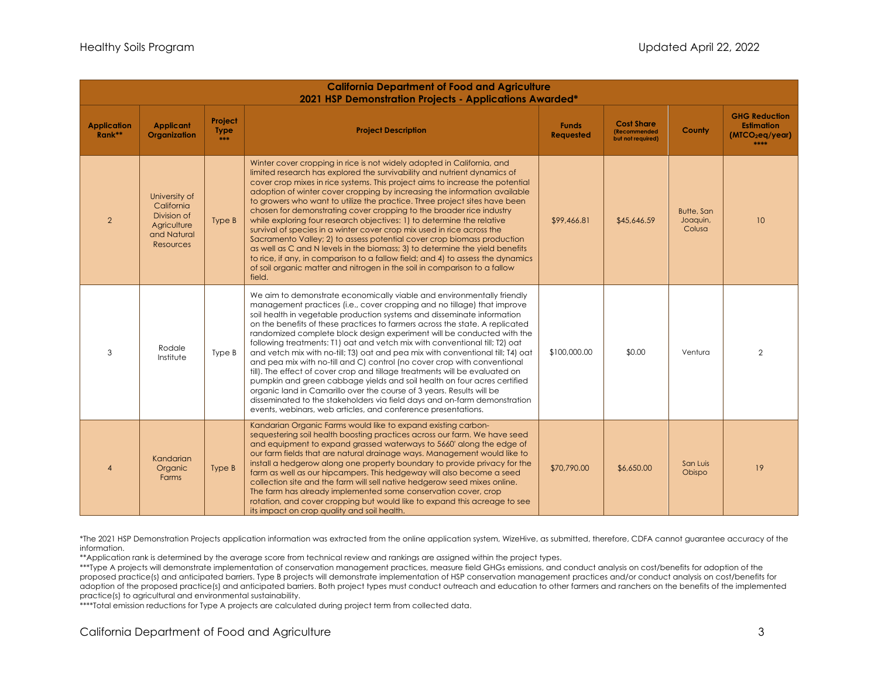| California Department of Food and Agriculture 2021 HSP Demonstration Projects - Applications Awarded* | | | | | | | |
|---|---|---|---|---|---|---|---|
| Application Rank** | Applicant Organization | Project Type *** | Project Description | Funds Requested | Cost Share (Recommended but not required) | County | GHG Reduction Estimation ($MTCO_2eq$/year) **** |
| 2 | University of California Division of Agriculture and Natural Resources | Type B | Winter cover cropping in rice is not widely adopted in California, and limited research has explored the survivability and nutrient dynamics of cover crop mixes in rice systems. This project aims to increase the potential adoption of winter cover cropping by increasing the information available to growers who want to utilize the practice. Three project sites have been chosen for demonstrating cover cropping to the broader rice industry while exploring four research objectives: 1) to determine the relative survival of species in a winter cover crop mix used in rice across the Sacramento Valley; 2) to assess potential cover crop biomass production as well as C and N levels in the biomass; 3) to determine the yield benefits to rice, if any, in comparison to a fallow field; and 4) to assess the dynamics of soil organic matter and nitrogen in the soil in comparison to a fallow field. | $99,466.81 | $45,646.59 | Butte, San Joaquin, Colusa | 10 |
| 3 | Rodale Institute | Type B | We aim to demonstrate economically viable and environmentally friendly management practices (i.e., cover cropping and no tillage) that improve soil health in vegetable production systems and disseminate information on the benefits of these practices to farmers across the state. A replicated randomized complete block design experiment will be conducted with the following treatments: T1) oat and vetch mix with conventional till; T2) oat and vetch mix with no-till; T3) oat and pea mix with conventional till; T4) oat and pea mix with no-till and C) control (no cover crop with conventional till). The effect of cover crop and tillage treatments will be evaluated on pumpkin and green cabbage yields and soil health on four acres certified organic land in Camarillo over the course of 3 years. Results will be disseminated to the stakeholders via field days and on-farm demonstration events, webinars, web articles, and conference presentations. | $100,000.00 | $0.00 | Ventura | 2 |
| 4 | Kandarian Organic Farms | Type B | Kandarian Organic Farms would like to expand existing carbon-sequestering soil health boosting practices across our farm. We have seed and equipment to expand grassed waterways to 5660' along the edge of our farm fields that are natural drainage ways. Management would like to install a hedgerow along one property boundary to provide privacy for the farm as well as our hipcampers. This hedgeway will also become a seed collection site and the farm will sell native hedgerow seed mixes online. The farm has already implemented some conservation cover, crop rotation, and cover cropping but would like to expand this acreage to see its impact on crop quality and soil health. | $70,790.00 | $6,650.00 | San Luis Obispo | 19 |

*The 2021 HSP Demonstration Projects application information was extracted from the online application system, WizeHive, as submitted, therefore, CDFA cannot guarantee accuracy of the information.

**Application rank is determined by the average score from technical review and rankings are assigned within the project types.

***Type A projects will demonstrate implementation of conservation management practices, measure field GHGs emissions, and conduct analysis on cost/benefits for adoption of the proposed practice(s) and anticipated barriers. Type B projects will demonstrate implementation of HSP conservation management practices and/or conduct analysis on cost/benefits for adoption of the proposed practice(s) and anticipated barriers. Both project types must conduct outreach and education to other farmers and ranchers on the benefits of the implemented practice(s) to agricultural and environmental sustainability.

****Total emission reductions for Type A projects are calculated during project term from collected data.